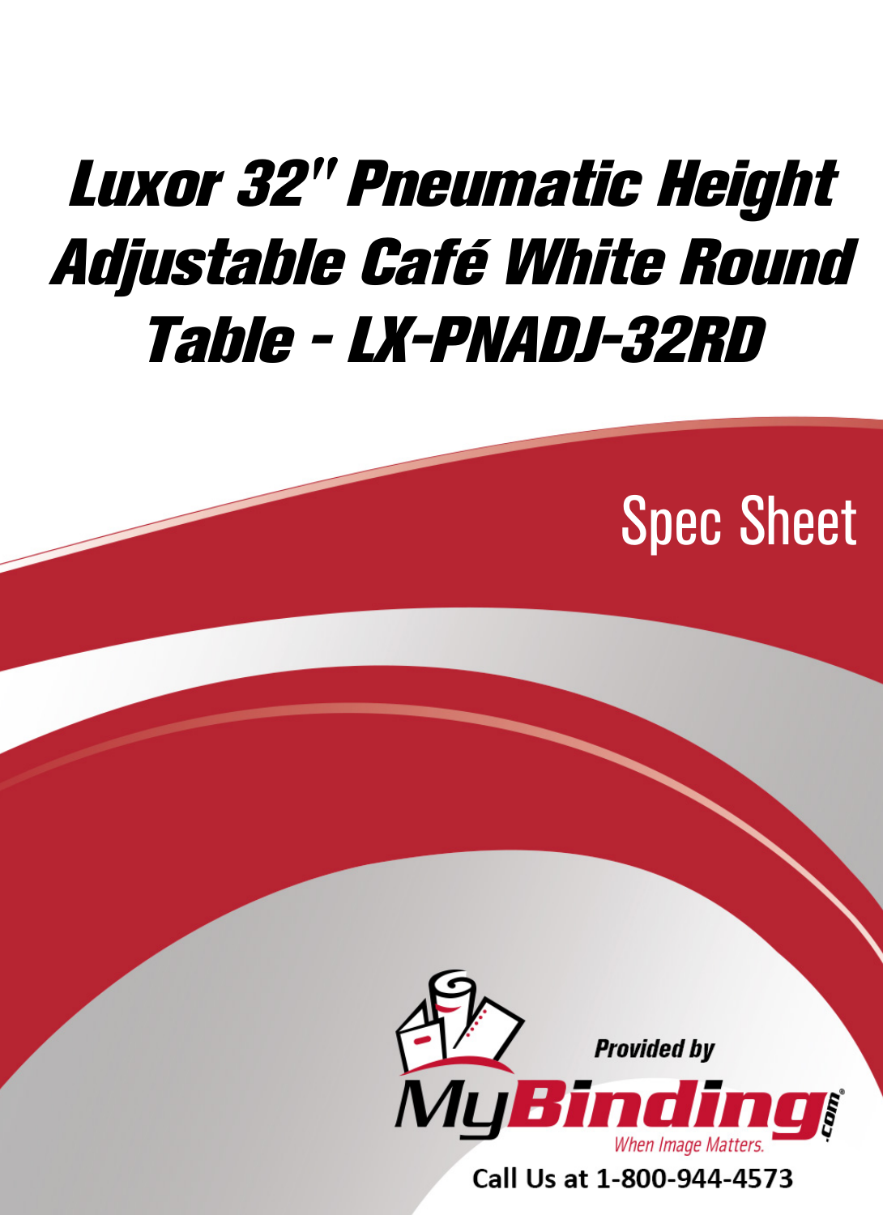# Luxor 32" Pneumatic Height Adjustable Café White Round Table - LX-PNADJ-32RD

Spec Sheet

Provided by

MyBinding.com

When Image Matters.

Call Us at 1-800-944-4573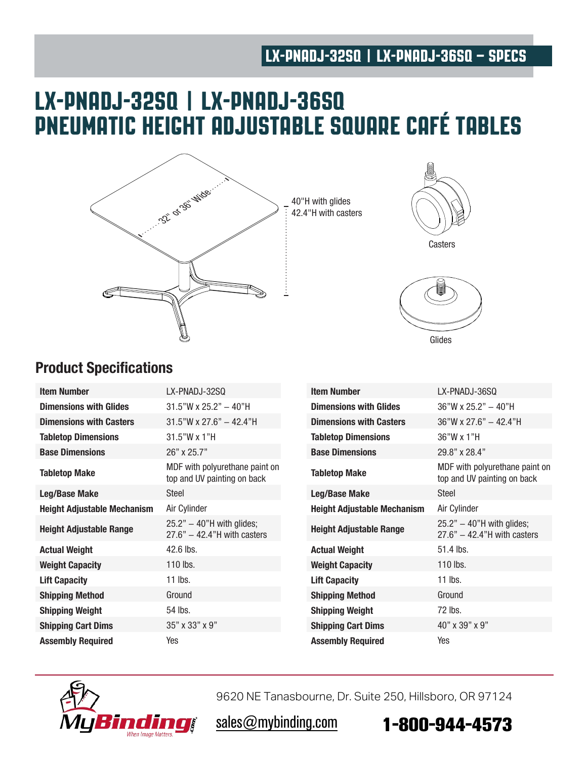# LX-PNADJ-32SQ | LX-PNADJ-36SQ PNEUMATIC HEIGHT ADJUSTABLE SQUARE CAFÉ TABLES

32" or 36" Wide

40"H with glides
42.4"H with casters

Casters

Glides

## Product Specifications

| | |
|---|---|
| **Item Number** | LX-PNADJ-32SQ |
| **Dimensions with Glides** | 31.5"W x 25.2" – 40"H |
| **Dimensions with Casters** | 31.5"W x 27.6" – 42.4"H |
| **Tabletop Dimensions** | 31.5"W x 1"H |
| **Base Dimensions** | 26" x 25.7" |
| **Tabletop Make** | MDF with polyurethane paint on top and UV painting on back |
| **Leg/Base Make** | Steel |
| **Height Adjustable Mechanism** | Air Cylinder |
| **Height Adjustable Range** | 25.2" – 40"H with glides; 27.6" – 42.4"H with casters |
| **Actual Weight** | 42.6 lbs. |
| **Weight Capacity** | 110 lbs. |
| **Lift Capacity** | 11 lbs. |
| **Shipping Method** | Ground |
| **Shipping Weight** | 54 lbs. |
| **Shipping Cart Dims** | 35" x 33" x 9" |
| **Assembly Required** | Yes |

| | |
|---|---|
| **Item Number** | LX-PNADJ-36SQ |
| **Dimensions with Glides** | 36"W x 25.2" – 40"H |
| **Dimensions with Casters** | 36"W x 27.6" – 42.4"H |
| **Tabletop Dimensions** | 36"W x 1"H |
| **Base Dimensions** | 29.8" x 28.4" |
| **Tabletop Make** | MDF with polyurethane paint on top and UV painting on back |
| **Leg/Base Make** | Steel |
| **Height Adjustable Mechanism** | Air Cylinder |
| **Height Adjustable Range** | 25.2" – 40"H with glides; 27.6" – 42.4"H with casters |
| **Actual Weight** | 51.4 lbs. |
| **Weight Capacity** | 110 lbs. |
| **Lift Capacity** | 11 lbs. |
| **Shipping Method** | Ground |
| **Shipping Weight** | 72 lbs. |
| **Shipping Cart Dims** | 40" x 39" x 9" |
| **Assembly Required** | Yes |

MyBinding.com When Image Matters.

9620 NE Tanasbourne, Dr. Suite 250, Hillsboro, OR 97124

sales@mybinding.com

**1-800-944-4573**